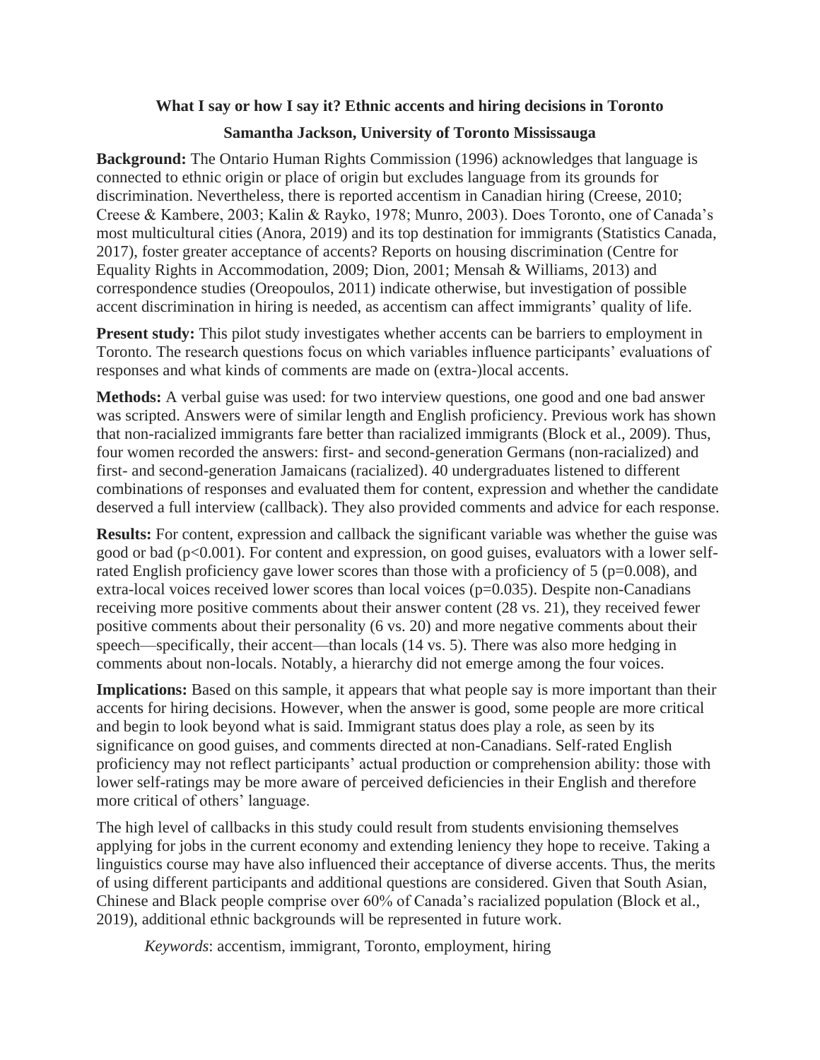**What I say or how I say it? Ethnic accents and hiring decisions in Toronto**

**Samantha Jackson, University of Toronto Mississauga**

**Background:** The Ontario Human Rights Commission (1996) acknowledges that language is connected to ethnic origin or place of origin but excludes language from its grounds for discrimination. Nevertheless, there is reported accentism in Canadian hiring (Creese, 2010; Creese & Kambere, 2003; Kalin & Rayko, 1978; Munro, 2003). Does Toronto, one of Canada's most multicultural cities (Anora, 2019) and its top destination for immigrants (Statistics Canada, 2017), foster greater acceptance of accents? Reports on housing discrimination (Centre for Equality Rights in Accommodation, 2009; Dion, 2001; Mensah & Williams, 2013) and correspondence studies (Oreopoulos, 2011) indicate otherwise, but investigation of possible accent discrimination in hiring is needed, as accentism can affect immigrants' quality of life.

**Present study:** This pilot study investigates whether accents can be barriers to employment in Toronto. The research questions focus on which variables influence participants' evaluations of responses and what kinds of comments are made on (extra-)local accents.

**Methods:** A verbal guise was used: for two interview questions, one good and one bad answer was scripted. Answers were of similar length and English proficiency. Previous work has shown that non-racialized immigrants fare better than racialized immigrants (Block et al., 2009). Thus, four women recorded the answers: first- and second-generation Germans (non-racialized) and first- and second-generation Jamaicans (racialized). 40 undergraduates listened to different combinations of responses and evaluated them for content, expression and whether the candidate deserved a full interview (callback). They also provided comments and advice for each response.

**Results:** For content, expression and callback the significant variable was whether the guise was good or bad ($p<0.001$). For content and expression, on good guises, evaluators with a lower self-rated English proficiency gave lower scores than those with a proficiency of 5 ($p=0.008$), and extra-local voices received lower scores than local voices ($p=0.035$). Despite non-Canadians receiving more positive comments about their answer content (28 vs. 21), they received fewer positive comments about their personality (6 vs. 20) and more negative comments about their speech—specifically, their accent—than locals (14 vs. 5). There was also more hedging in comments about non-locals. Notably, a hierarchy did not emerge among the four voices.

**Implications:** Based on this sample, it appears that what people say is more important than their accents for hiring decisions. However, when the answer is good, some people are more critical and begin to look beyond what is said. Immigrant status does play a role, as seen by its significance on good guises, and comments directed at non-Canadians. Self-rated English proficiency may not reflect participants' actual production or comprehension ability: those with lower self-ratings may be more aware of perceived deficiencies in their English and therefore more critical of others' language.

The high level of callbacks in this study could result from students envisioning themselves applying for jobs in the current economy and extending leniency they hope to receive. Taking a linguistics course may have also influenced their acceptance of diverse accents. Thus, the merits of using different participants and additional questions are considered. Given that South Asian, Chinese and Black people comprise over 60% of Canada's racialized population (Block et al., 2019), additional ethnic backgrounds will be represented in future work.

*Keywords*: accentism, immigrant, Toronto, employment, hiring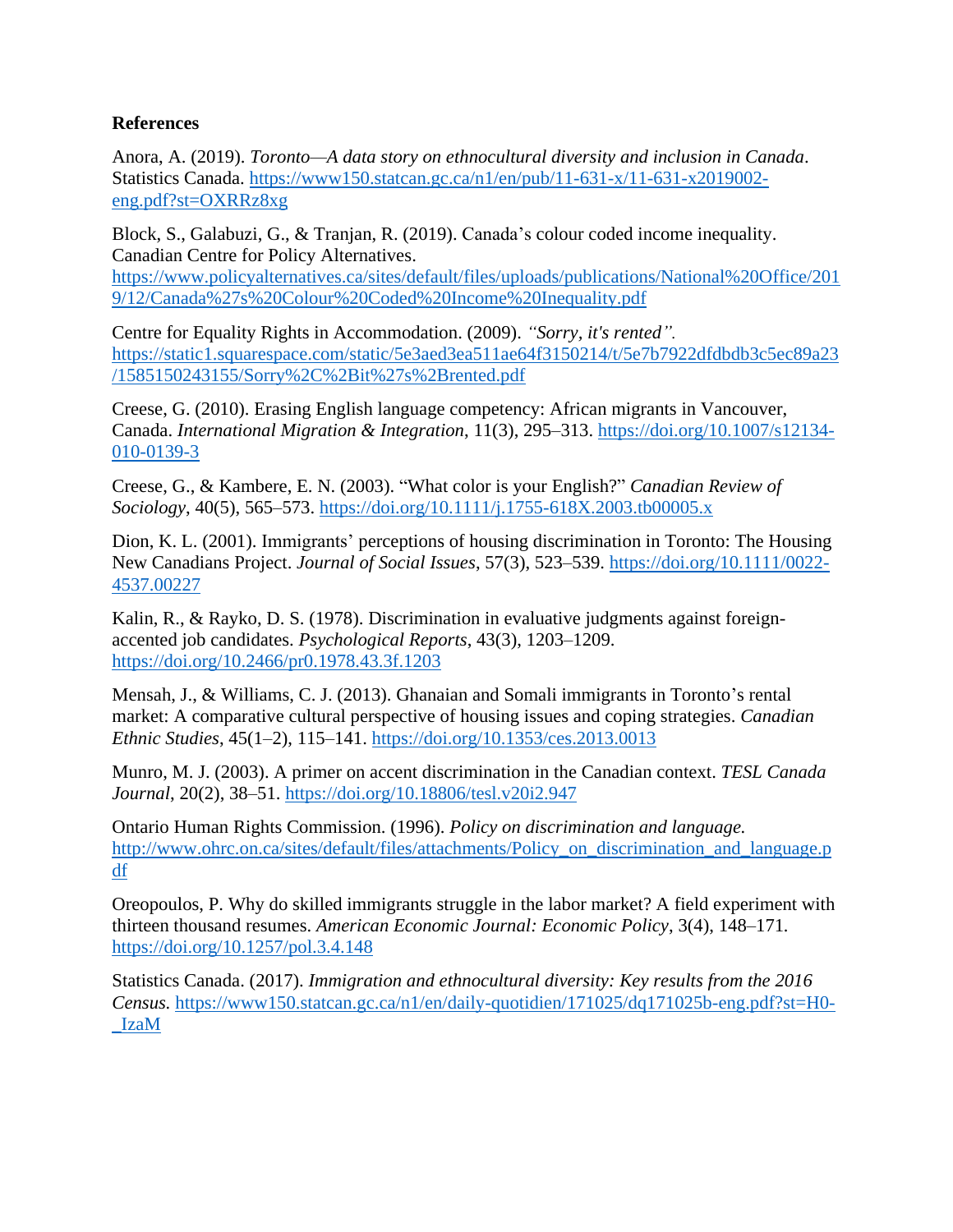**References**

Anora, A. (2019). *Toronto—A data story on ethnocultural diversity and inclusion in Canada*. Statistics Canada. https://www150.statcan.gc.ca/n1/en/pub/11-631-x/11-631-x2019002-eng.pdf?st=OXRRz8xg

Block, S., Galabuzi, G., & Tranjan, R. (2019). Canada's colour coded income inequality. Canadian Centre for Policy Alternatives. https://www.policyalternatives.ca/sites/default/files/uploads/publications/National%20Office/2019/12/Canada%27s%20Colour%20Coded%20Income%20Inequality.pdf

Centre for Equality Rights in Accommodation. (2009). *"Sorry, it's rented".* https://static1.squarespace.com/static/5e3aed3ea511ae64f3150214/t/5e7b7922dfdbdb3c5ec89a23/1585150243155/Sorry%2C%2Bit%27s%2Brented.pdf

Creese, G. (2010). Erasing English language competency: African migrants in Vancouver, Canada. *International Migration & Integration*, 11(3), 295–313. https://doi.org/10.1007/s12134-010-0139-3

Creese, G., & Kambere, E. N. (2003). "What color is your English?" *Canadian Review of Sociology*, 40(5), 565–573. https://doi.org/10.1111/j.1755-618X.2003.tb00005.x

Dion, K. L. (2001). Immigrants' perceptions of housing discrimination in Toronto: The Housing New Canadians Project. *Journal of Social Issues*, 57(3), 523–539. https://doi.org/10.1111/0022-4537.00227

Kalin, R., & Rayko, D. S. (1978). Discrimination in evaluative judgments against foreign-accented job candidates. *Psychological Reports*, 43(3), 1203–1209. https://doi.org/10.2466/pr0.1978.43.3f.1203

Mensah, J., & Williams, C. J. (2013). Ghanaian and Somali immigrants in Toronto's rental market: A comparative cultural perspective of housing issues and coping strategies. *Canadian Ethnic Studies*, 45(1–2), 115–141. https://doi.org/10.1353/ces.2013.0013

Munro, M. J. (2003). A primer on accent discrimination in the Canadian context. *TESL Canada Journal*, 20(2), 38–51. https://doi.org/10.18806/tesl.v20i2.947

Ontario Human Rights Commission. (1996). *Policy on discrimination and language.* http://www.ohrc.on.ca/sites/default/files/attachments/Policy_on_discrimination_and_language.pdf

Oreopoulos, P. Why do skilled immigrants struggle in the labor market? A field experiment with thirteen thousand resumes. *American Economic Journal: Economic Policy*, 3(4), 148–171. https://doi.org/10.1257/pol.3.4.148

Statistics Canada. (2017). *Immigration and ethnocultural diversity: Key results from the 2016 Census.* https://www150.statcan.gc.ca/n1/en/daily-quotidien/171025/dq171025b-eng.pdf?st=H0-_IzaM